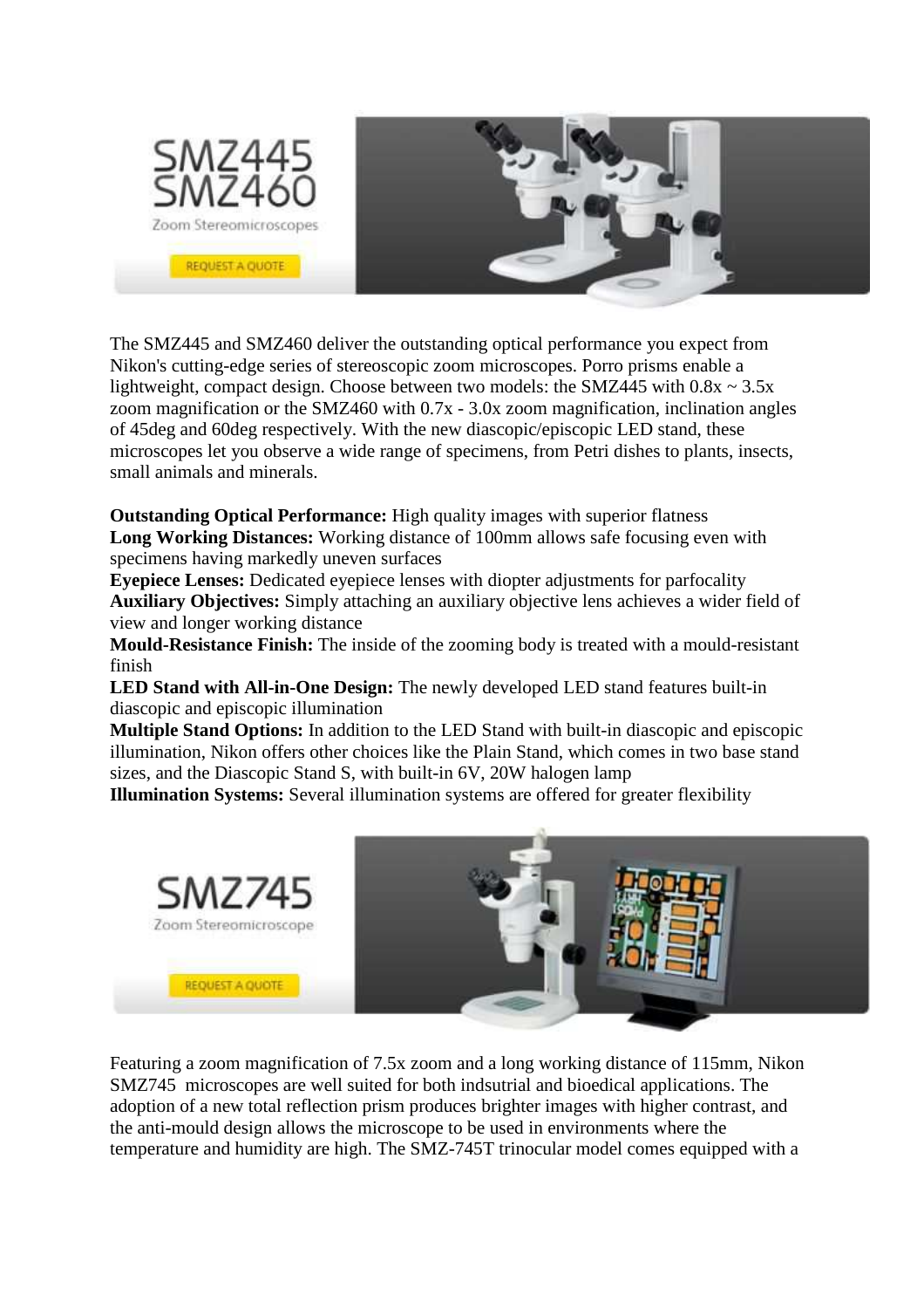The SMZ445 and SMZ460 deliver the outstanding optical performance you expect from Nikon's cutting-edge series of stereoscopic zoom microscopes. Porro prisms enable a lightweight, compact design. Choose between two models: the SMZ445 with 0.8x ~ 3.5x zoom magnification or the SMZ460 with 0.7x - 3.0x zoom magnification, inclination angles of 45deg and 60deg respectively. With the new diascopic/episcopic LED stand, these microscopes let you observe a wide range of specimens, from Petri dishes to plants, insects, small animals and minerals.

**Outstanding Optical Performance:** High quality images with superior flatness
**Long Working Distances:** Working distance of 100mm allows safe focusing even with specimens having markedly uneven surfaces
**Eyepiece Lenses:** Dedicated eyepiece lenses with diopter adjustments for parfocality
**Auxiliary Objectives:** Simply attaching an auxiliary objective lens achieves a wider field of view and longer working distance
**Mould-Resistance Finish:** The inside of the zooming body is treated with a mould-resistant finish
**LED Stand with All-in-One Design:** The newly developed LED stand features built-in diascopic and episcopic illumination
**Multiple Stand Options:** In addition to the LED Stand with built-in diascopic and episcopic illumination, Nikon offers other choices like the Plain Stand, which comes in two base stand sizes, and the Diascopic Stand S, with built-in 6V, 20W halogen lamp
**Illumination Systems:** Several illumination systems are offered for greater flexibility

Featuring a zoom magnification of 7.5x zoom and a long working distance of 115mm, Nikon SMZ745 microscopes are well suited for both indsutrial and bioedical applications. The adoption of a new total reflection prism produces brighter images with higher contrast, and the anti-mould design allows the microscope to be used in environments where the temperature and humidity are high. The SMZ-745T trinocular model comes equipped with a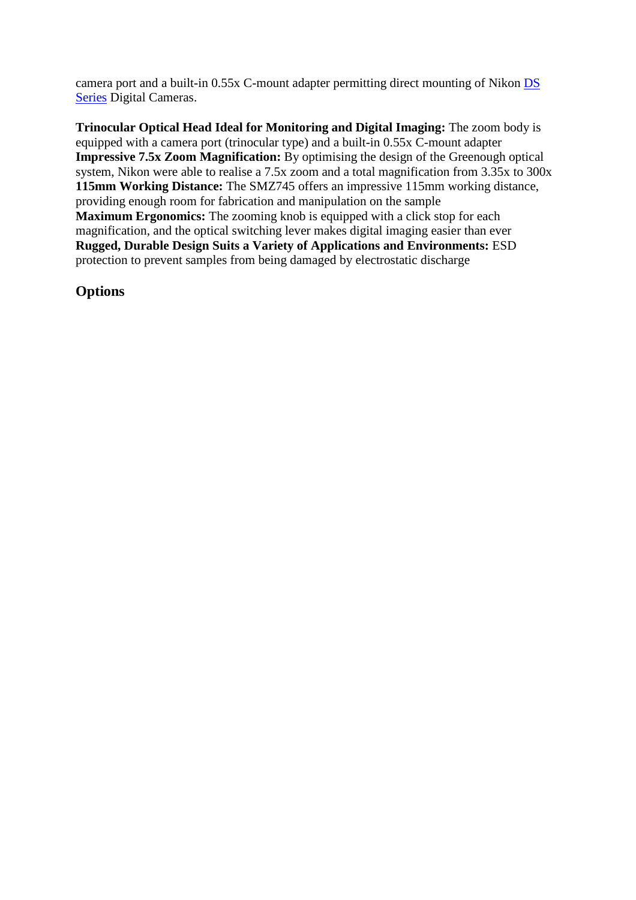camera port and a built-in 0.55x C-mount adapter permitting direct mounting of Nikon DS Series Digital Cameras.

**Trinocular Optical Head Ideal for Monitoring and Digital Imaging:** The zoom body is equipped with a camera port (trinocular type) and a built-in 0.55x C-mount adapter
**Impressive 7.5x Zoom Magnification:** By optimising the design of the Greenough optical system, Nikon were able to realise a 7.5x zoom and a total magnification from 3.35x to 300x
**115mm Working Distance:** The SMZ745 offers an impressive 115mm working distance, providing enough room for fabrication and manipulation on the sample
**Maximum Ergonomics:** The zooming knob is equipped with a click stop for each magnification, and the optical switching lever makes digital imaging easier than ever
**Rugged, Durable Design Suits a Variety of Applications and Environments:** ESD protection to prevent samples from being damaged by electrostatic discharge

## Options